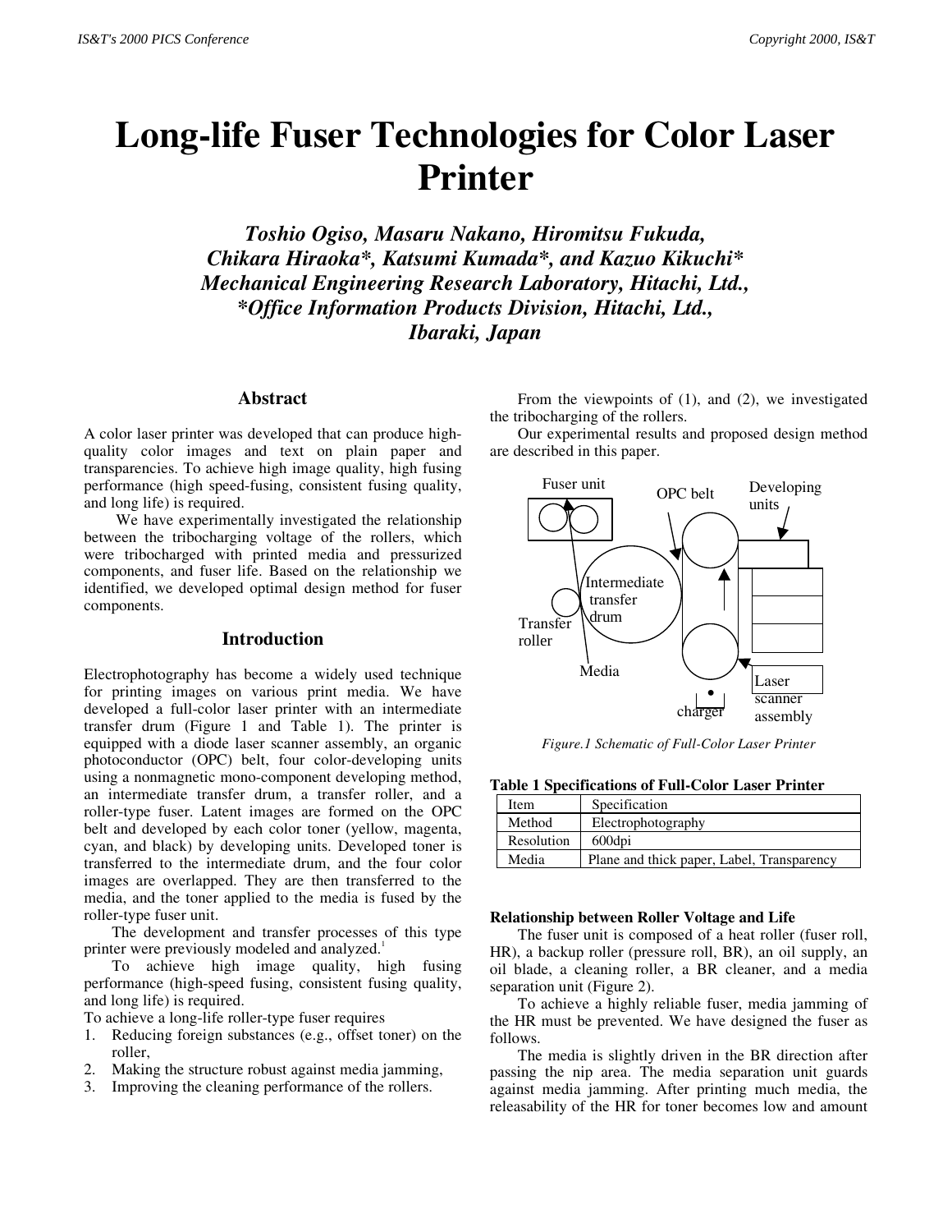# Long-life Fuser Technologies for Color Laser Printer

***Toshio Ogiso, Masaru Nakano, Hiromitsu Fukuda, Chikara Hiraoka\*, Katsumi Kumada\*, and Kazuo Kikuchi\****
***Mechanical Engineering Research Laboratory, Hitachi, Ltd., \*Office Information Products Division, Hitachi, Ltd., Ibaraki, Japan***

## Abstract

A color laser printer was developed that can produce high-quality color images and text on plain paper and transparencies. To achieve high image quality, high fusing performance (high speed-fusing, consistent fusing quality, and long life) is required.

We have experimentally investigated the relationship between the tribocharging voltage of the rollers, which were tribocharged with printed media and pressurized components, and fuser life. Based on the relationship we identified, we developed optimal design method for fuser components.

## Introduction

Electrophotography has become a widely used technique for printing images on various print media. We have developed a full-color laser printer with an intermediate transfer drum (Figure 1 and Table 1). The printer is equipped with a diode laser scanner assembly, an organic photoconductor (OPC) belt, four color-developing units using a nonmagnetic mono-component developing method, an intermediate transfer drum, a transfer roller, and a roller-type fuser. Latent images are formed on the OPC belt and developed by each color toner (yellow, magenta, cyan, and black) by developing units. Developed toner is transferred to the intermediate drum, and the four color images are overlapped. They are then transferred to the media, and the toner applied to the media is fused by the roller-type fuser unit.

The development and transfer processes of this type printer were previously modeled and analyzed.[1]

To achieve high image quality, high fusing performance (high-speed fusing, consistent fusing quality, and long life) is required.

To achieve a long-life roller-type fuser requires

1. Reducing foreign substances (e.g., offset toner) on the roller,
2. Making the structure robust against media jamming,
3. Improving the cleaning performance of the rollers.

From the viewpoints of (1), and (2), we investigated the tribocharging of the rollers.

Our experimental results and proposed design method are described in this paper.

*Figure.1 Schematic of Full-Color Laser Printer*

**Table 1 Specifications of Full-Color Laser Printer**

| Item | Specification |
|---|---|
| Method | Electrophotography |
| Resolution | 600dpi |
| Media | Plane and thick paper, Label, Transparency |

**Relationship between Roller Voltage and Life**

The fuser unit is composed of a heat roller (fuser roll, HR), a backup roller (pressure roll, BR), an oil supply, an oil blade, a cleaning roller, a BR cleaner, and a media separation unit (Figure 2).

To achieve a highly reliable fuser, media jamming of the HR must be prevented. We have designed the fuser as follows.

The media is slightly driven in the BR direction after passing the nip area. The media separation unit guards against media jamming. After printing much media, the releasability of the HR for toner becomes low and amount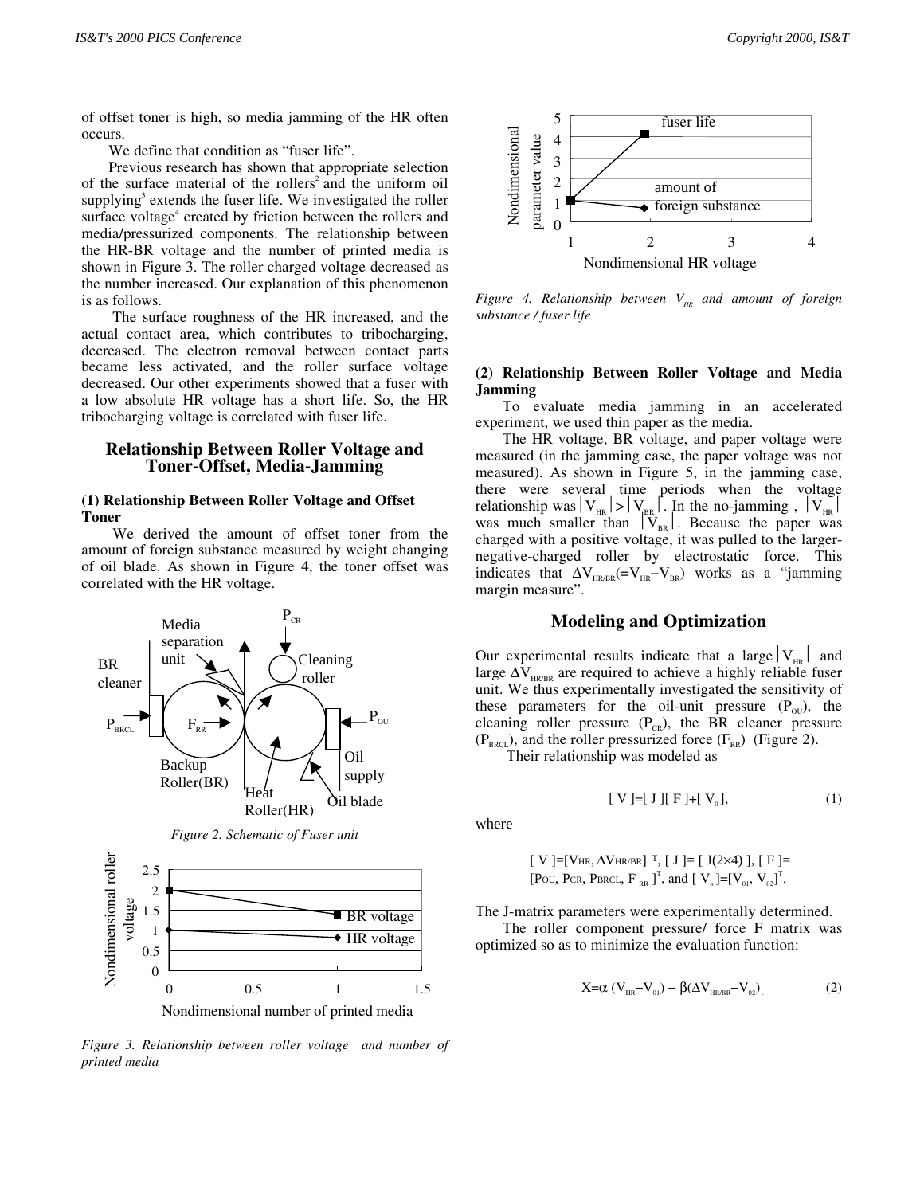of offset toner is high, so media jamming of the HR often occurs.

We define that condition as "fuser life".

Previous research has shown that appropriate selection of the surface material of the rollers[2] and the uniform oil supplying[3] extends the fuser life. We investigated the roller surface voltage[4] created by friction between the rollers and media/pressurized components. The relationship between the HR-BR voltage and the number of printed media is shown in Figure 3. The roller charged voltage decreased as the number increased. Our explanation of this phenomenon is as follows.

The surface roughness of the HR increased, and the actual contact area, which contributes to tribocharging, decreased. The electron removal between contact parts became less activated, and the roller surface voltage decreased. Our other experiments showed that a fuser with a low absolute HR voltage has a short life. So, the HR tribocharging voltage is correlated with fuser life.

## Relationship Between Roller Voltage and Toner-Offset, Media-Jamming

**(1) Relationship Between Roller Voltage and Offset Toner**

We derived the amount of offset toner from the amount of foreign substance measured by weight changing of oil blade. As shown in Figure 4, the toner offset was correlated with the HR voltage.

*Figure 2. Schematic of Fuser unit*

*Figure 3. Relationship between roller voltage and number of printed media*

*Figure 4. Relationship between $V_{HR}$ and amount of foreign substance / fuser life*

**(2) Relationship Between Roller Voltage and Media Jamming**

To evaluate media jamming in an accelerated experiment, we used thin paper as the media.

The HR voltage, BR voltage, and paper voltage were measured (in the jamming case, the paper voltage was not measured). As shown in Figure 5, in the jamming case, there were several time periods when the voltage relationship was $|V_{HR}| > |V_{BR}|$. In the no-jamming, $|V_{HR}|$ was much smaller than $|V_{BR}|$. Because the paper was charged with a positive voltage, it was pulled to the larger-negative-charged roller by electrostatic force. This indicates that $\Delta V_{HR/BR} (= V_{HR} - V_{BR})$ works as a "jamming margin measure".

## Modeling and Optimization

Our experimental results indicate that a large $|V_{HR}|$ and large $\Delta V_{HR/BR}$ are required to achieve a highly reliable fuser unit. We thus experimentally investigated the sensitivity of these parameters for the oil-unit pressure ($P_{OU}$), the cleaning roller pressure ($P_{CR}$), the BR cleaner pressure ($P_{BRCL}$), and the roller pressurized force ($F_{RR}$) (Figure 2).

Their relationship was modeled as

$$[\,V\,] = [\,J\,][\,F\,] + [\,V_0\,], \tag{1}$$

where

$[\,V\,] = [V_{HR}, \Delta V_{HR/BR}]^T$, $[\,J\,] = [\,J(2\times4)\,]$, $[\,F\,] = [P_{OU}, P_{CR}, P_{BRCL}, F_{RR}]^T$, and $[\,V_o\,] = [V_{01}, V_{02}]^T$.

The J-matrix parameters were experimentally determined.

The roller component pressure/ force F matrix was optimized so as to minimize the evaluation function:

$$X = \alpha\,(V_{HR} - V_{01}) - \beta(\Delta V_{HR/BR} - V_{02}). \tag{2}$$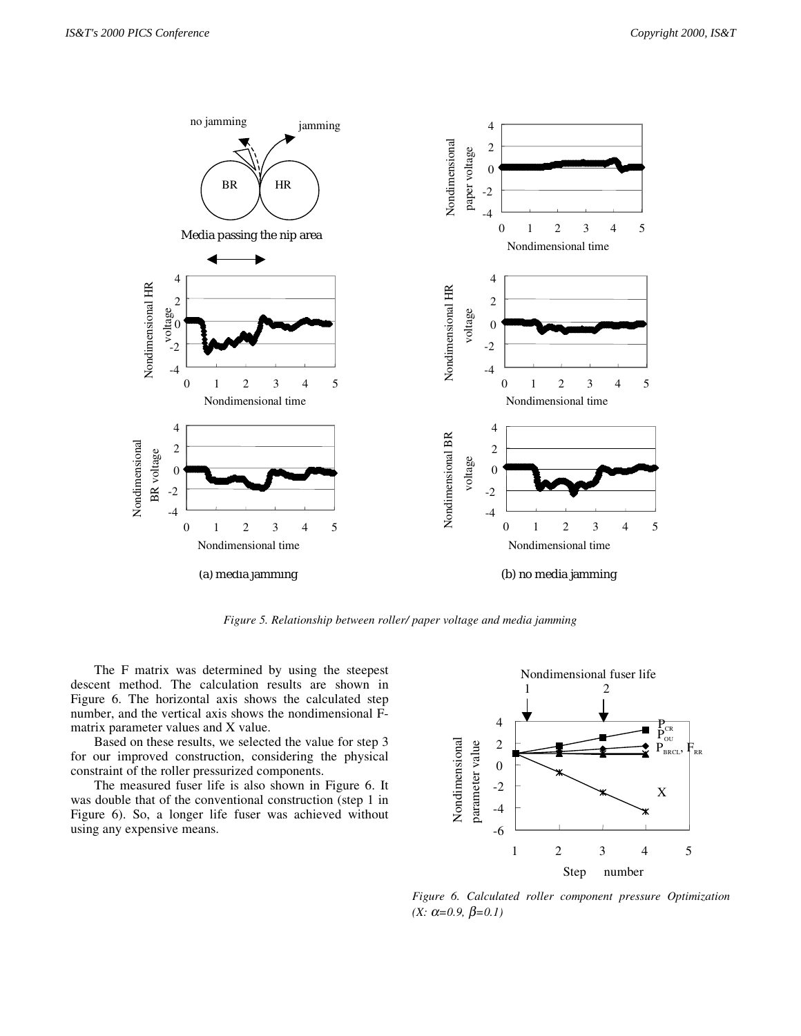*Figure 5. Relationship between roller/ paper voltage and media jamming*

The F matrix was determined by using the steepest descent method. The calculation results are shown in Figure 6. The horizontal axis shows the calculated step number, and the vertical axis shows the nondimensional F-matrix parameter values and X value.

Based on these results, we selected the value for step 3 for our improved construction, considering the physical constraint of the roller pressurized components.

The measured fuser life is also shown in Figure 6. It was double that of the conventional construction (step 1 in Figure 6). So, a longer life fuser was achieved without using any expensive means.

*Figure 6. Calculated roller component pressure Optimization (X: $\alpha$=0.9, $\beta$=0.1)*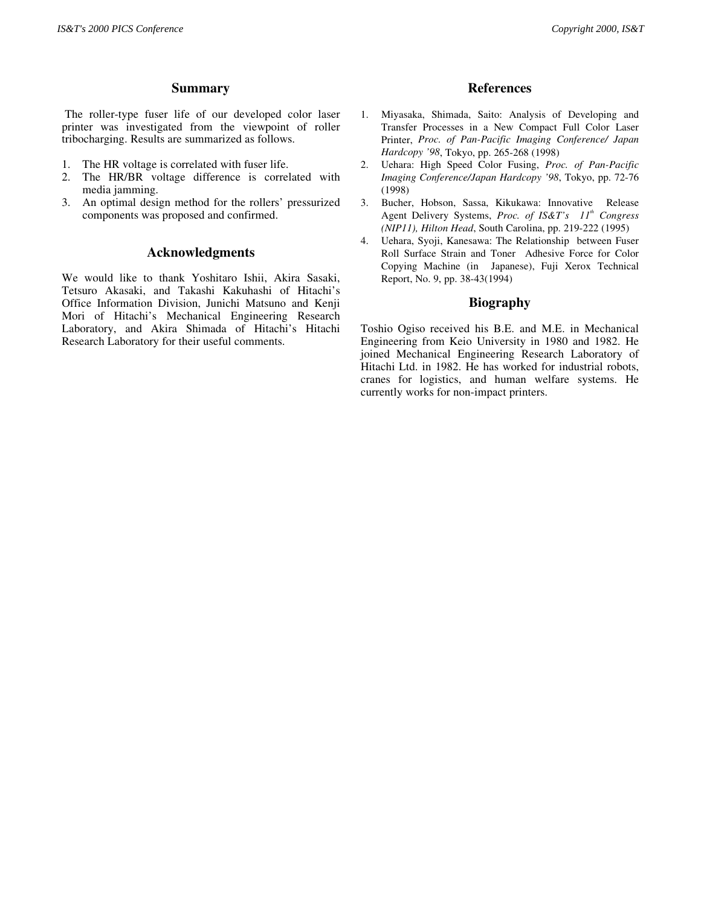## Summary

The roller-type fuser life of our developed color laser printer was investigated from the viewpoint of roller tribocharging. Results are summarized as follows.

1. The HR voltage is correlated with fuser life.
2. The HR/BR voltage difference is correlated with media jamming.
3. An optimal design method for the rollers' pressurized components was proposed and confirmed.

## Acknowledgments

We would like to thank Yoshitaro Ishii, Akira Sasaki, Tetsuro Akasaki, and Takashi Kakuhashi of Hitachi's Office Information Division, Junichi Matsuno and Kenji Mori of Hitachi's Mechanical Engineering Research Laboratory, and Akira Shimada of Hitachi's Hitachi Research Laboratory for their useful comments.

## References

1. Miyasaka, Shimada, Saito: Analysis of Developing and Transfer Processes in a New Compact Full Color Laser Printer, *Proc. of Pan-Pacific Imaging Conference/ Japan Hardcopy '98*, Tokyo, pp. 265-268 (1998)
2. Uehara: High Speed Color Fusing, *Proc. of Pan-Pacific Imaging Conference/Japan Hardcopy '98*, Tokyo, pp. 72-76 (1998)
3. Bucher, Hobson, Sassa, Kikukawa: Innovative Release Agent Delivery Systems, *Proc. of IS&T's 11th Congress (NIP11), Hilton Head*, South Carolina, pp. 219-222 (1995)
4. Uehara, Syoji, Kanesawa: The Relationship between Fuser Roll Surface Strain and Toner Adhesive Force for Color Copying Machine (in Japanese), Fuji Xerox Technical Report, No. 9, pp. 38-43(1994)

## Biography

Toshio Ogiso received his B.E. and M.E. in Mechanical Engineering from Keio University in 1980 and 1982. He joined Mechanical Engineering Research Laboratory of Hitachi Ltd. in 1982. He has worked for industrial robots, cranes for logistics, and human welfare systems. He currently works for non-impact printers.